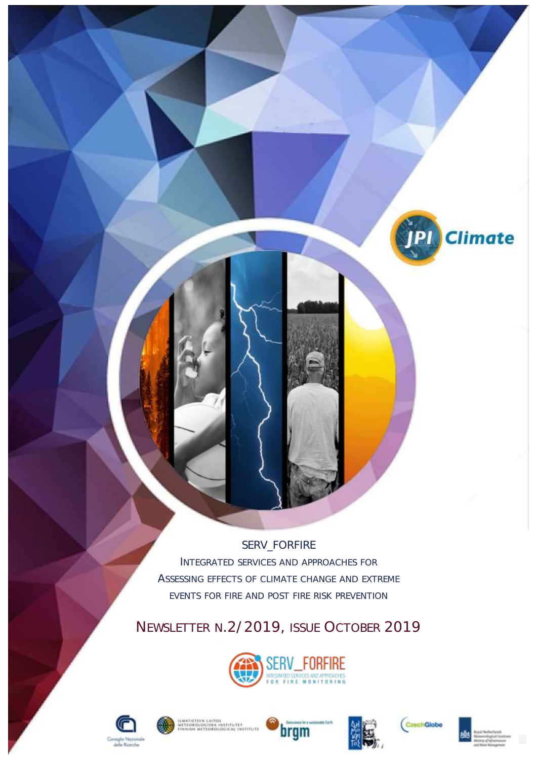JPI Climate

# SERV_FORFIRE

## Integrated Services and Approaches for Assessing Effects of Climate Change and Extreme Events for Fire and Post Fire Risk Prevention

## Newsletter n.2/2019, issue October 2019

SERV_FORFIRE
INTEGRATED SERVICES AND APPROACHES FOR FIRE MONITORING

Consiglio Nazionale delle Ricerche

Ilmatieteen Laitos
Meteorologiska Institutet
Finnish Meteorological Institute

brgm
Geoscience for a sustainable Earth

CzechGlobe

Royal Netherlands Meteorological Institute
Ministry of Infrastructure and Water Management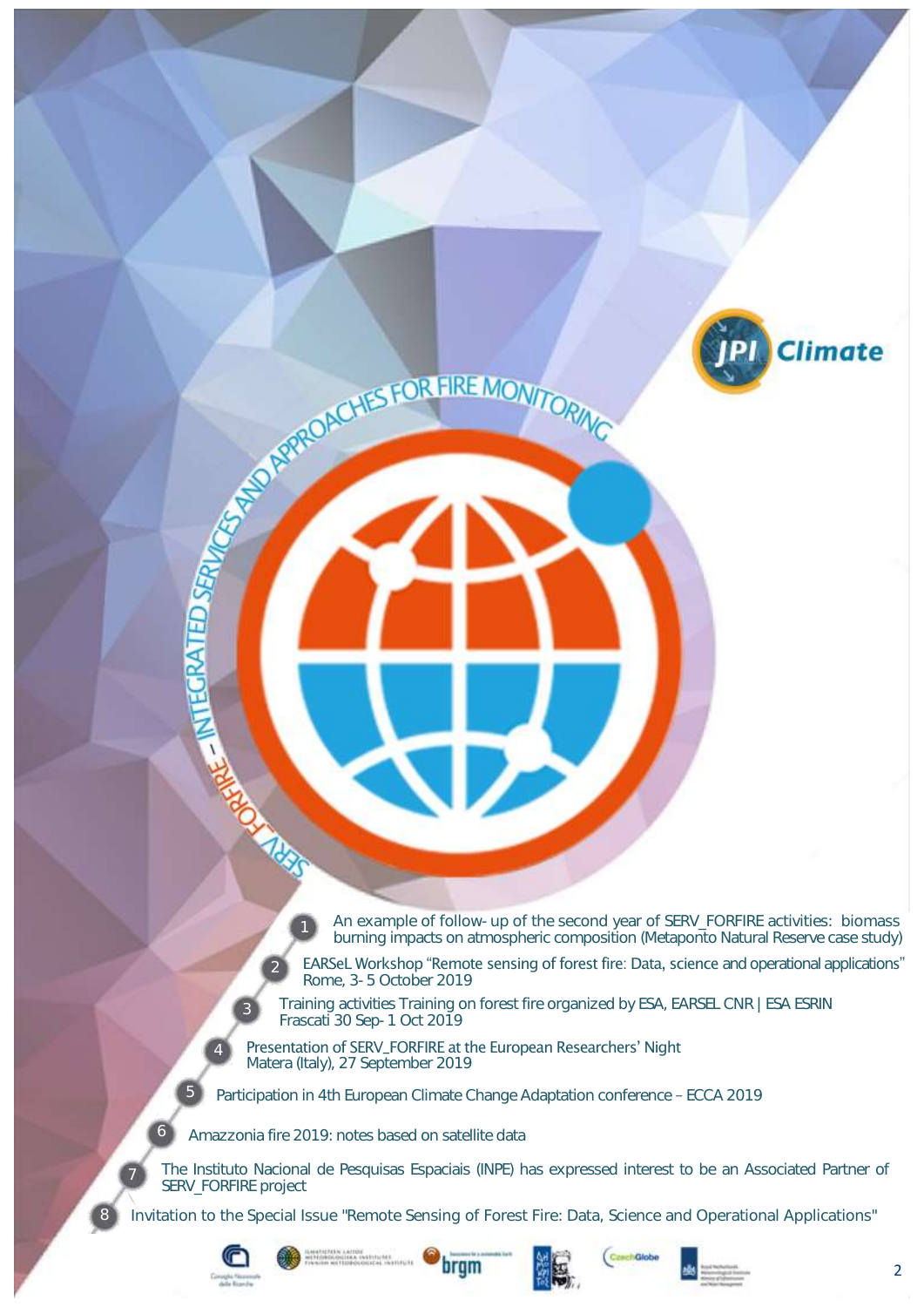SERV_FORFIRE – INTEGRATED SERVICES AND APPROACHES FOR FIRE MONITORING

JPI Climate

1. An example of follow- up of the second year of SERV_FORFIRE activities: biomass burning impacts on atmospheric composition (Metaponto Natural Reserve case study)
2. EARSeL Workshop "Remote sensing of forest fire: Data, science and operational applications" Rome, 3- 5 October 2019
3. Training activities Training on forest fire organized by ESA, EARSEL CNR | ESA ESRIN Frascati 30 Sep- 1 Oct 2019
4. Presentation of SERV_FORFIRE at the European Researchers' Night Matera (Italy), 27 September 2019
5. Participation in 4th European Climate Change Adaptation conference – ECCA 2019
6. Amazzonia fire 2019: notes based on satellite data
7. The Instituto Nacional de Pesquisas Espaciais (INPE) has expressed interest to be an Associated Partner of SERV_FORFIRE project
8. Invitation to the Special Issue "Remote Sensing of Forest Fire: Data, Science and Operational Applications"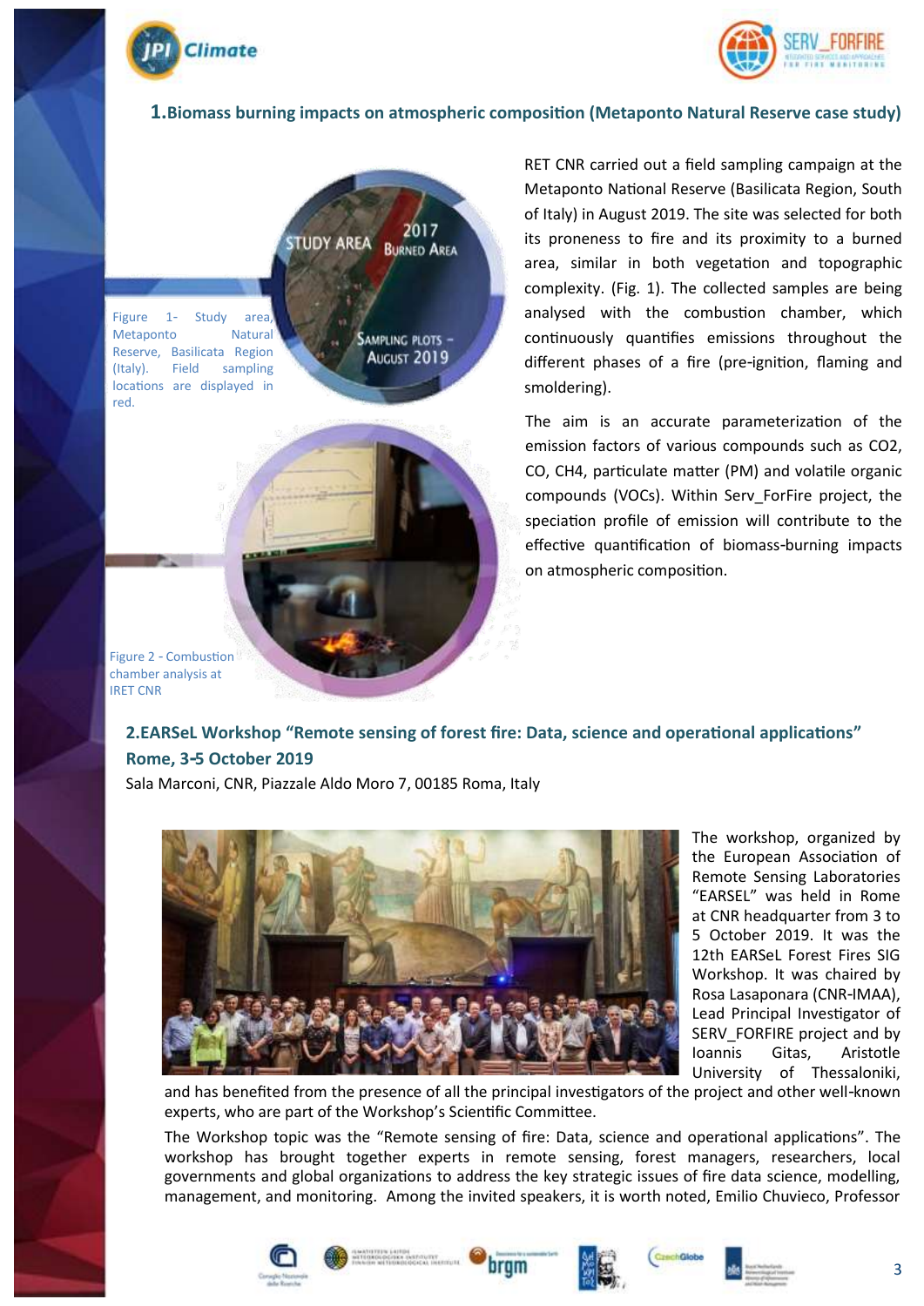## 1. Biomass burning impacts on atmospheric composition (Metaponto Natural Reserve case study)

Figure 1- Study area, Metaponto Natural Reserve, Basilicata Region (Italy). Field sampling locations are displayed in red.

Figure 2 - Combustion chamber analysis at IRET CNR

RET CNR carried out a field sampling campaign at the Metaponto National Reserve (Basilicata Region, South of Italy) in August 2019. The site was selected for both its proneness to fire and its proximity to a burned area, similar in both vegetation and topographic complexity. (Fig. 1). The collected samples are being analysed with the combustion chamber, which continuously quantifies emissions throughout the different phases of a fire (pre-ignition, flaming and smoldering).

The aim is an accurate parameterization of the emission factors of various compounds such as $CO_2$, CO, $CH_4$, particulate matter (PM) and volatile organic compounds (VOCs). Within Serv_ForFire project, the speciation profile of emission will contribute to the effective quantification of biomass-burning impacts on atmospheric composition.

## 2. EARSeL Workshop "Remote sensing of forest fire: Data, science and operational applications" Rome, 3-5 October 2019

Sala Marconi, CNR, Piazzale Aldo Moro 7, 00185 Roma, Italy

The workshop, organized by the European Association of Remote Sensing Laboratories "EARSEL" was held in Rome at CNR headquarter from 3 to 5 October 2019. It was the 12th EARSeL Forest Fires SIG Workshop. It was chaired by Rosa Lasaponara (CNR-IMAA), Lead Principal Investigator of SERV_FORFIRE project and by Ioannis Gitas, Aristotle University of Thessaloniki, and has benefited from the presence of all the principal investigators of the project and other well-known experts, who are part of the Workshop's Scientific Committee.

The Workshop topic was the "Remote sensing of fire: Data, science and operational applications". The workshop has brought together experts in remote sensing, forest managers, researchers, local governments and global organizations to address the key strategic issues of fire data science, modelling, management, and monitoring. Among the invited speakers, it is worth noted, Emilio Chuvieco, Professor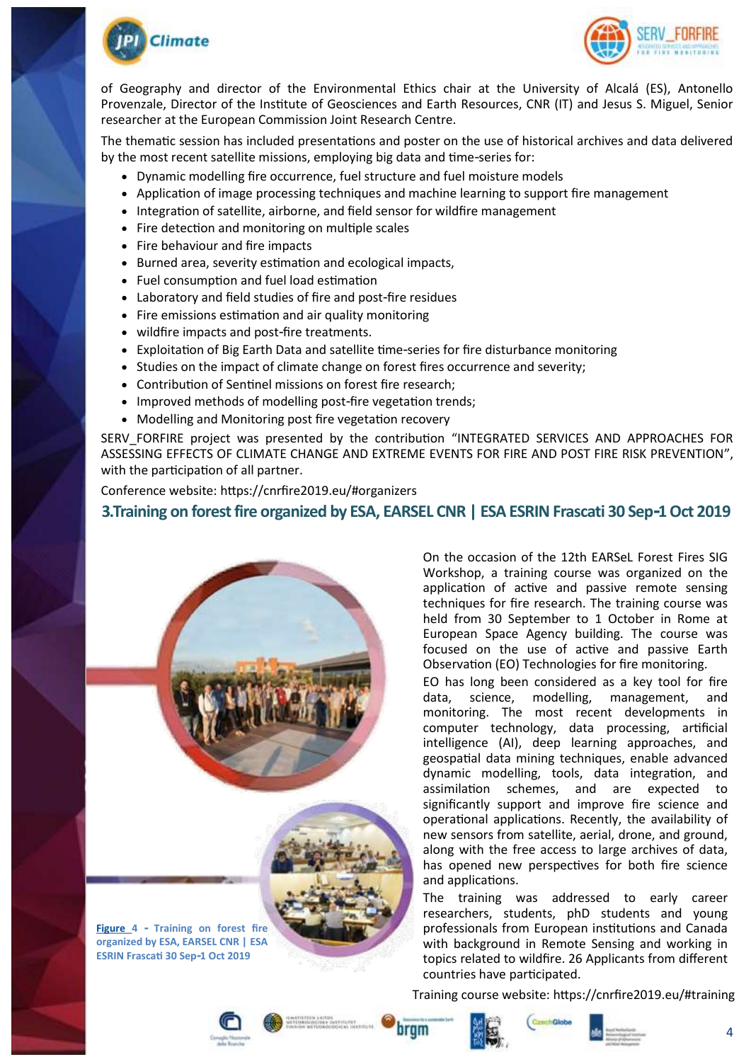of Geography and director of the Environmental Ethics chair at the University of Alcalá (ES), Antonello Provenzale, Director of the Institute of Geosciences and Earth Resources, CNR (IT) and Jesus S. Miguel, Senior researcher at the European Commission Joint Research Centre.

The thematic session has included presentations and poster on the use of historical archives and data delivered by the most recent satellite missions, employing big data and time-series for:

- Dynamic modelling fire occurrence, fuel structure and fuel moisture models
- Application of image processing techniques and machine learning to support fire management
- Integration of satellite, airborne, and field sensor for wildfire management
- Fire detection and monitoring on multiple scales
- Fire behaviour and fire impacts
- Burned area, severity estimation and ecological impacts,
- Fuel consumption and fuel load estimation
- Laboratory and field studies of fire and post-fire residues
- Fire emissions estimation and air quality monitoring
- wildfire impacts and post-fire treatments.
- Exploitation of Big Earth Data and satellite time-series for fire disturbance monitoring
- Studies on the impact of climate change on forest fires occurrence and severity;
- Contribution of Sentinel missions on forest fire research;
- Improved methods of modelling post-fire vegetation trends;
- Modelling and Monitoring post fire vegetation recovery

SERV_FORFIRE project was presented by the contribution "INTEGRATED SERVICES AND APPROACHES FOR ASSESSING EFFECTS OF CLIMATE CHANGE AND EXTREME EVENTS FOR FIRE AND POST FIRE RISK PREVENTION", with the participation of all partner.

Conference website: https://cnrfire2019.eu/#organizers

## 3.Training on forest fire organized by ESA, EARSEL CNR | ESA ESRIN Frascati 30 Sep-1 Oct 2019

On the occasion of the 12th EARSeL Forest Fires SIG Workshop, a training course was organized on the application of active and passive remote sensing techniques for fire research. The training course was held from 30 September to 1 October in Rome at European Space Agency building. The course was focused on the use of active and passive Earth Observation (EO) Technologies for fire monitoring.

EO has long been considered as a key tool for fire data, science, modelling, management, and monitoring. The most recent developments in computer technology, data processing, artificial intelligence (AI), deep learning approaches, and geospatial data mining techniques, enable advanced dynamic modelling, tools, data integration, and assimilation schemes, and are expected to significantly support and improve fire science and operational applications. Recently, the availability of new sensors from satellite, aerial, drone, and ground, along with the free access to large archives of data, has opened new perspectives for both fire science and applications.

The training was addressed to early career researchers, students, phD students and young professionals from European institutions and Canada with background in Remote Sensing and working in topics related to wildfire. 26 Applicants from different countries have participated.

**Figure 4 - Training on forest fire organized by ESA, EARSEL CNR | ESA ESRIN Frascati 30 Sep-1 Oct 2019**

Training course website: https://cnrfire2019.eu/#training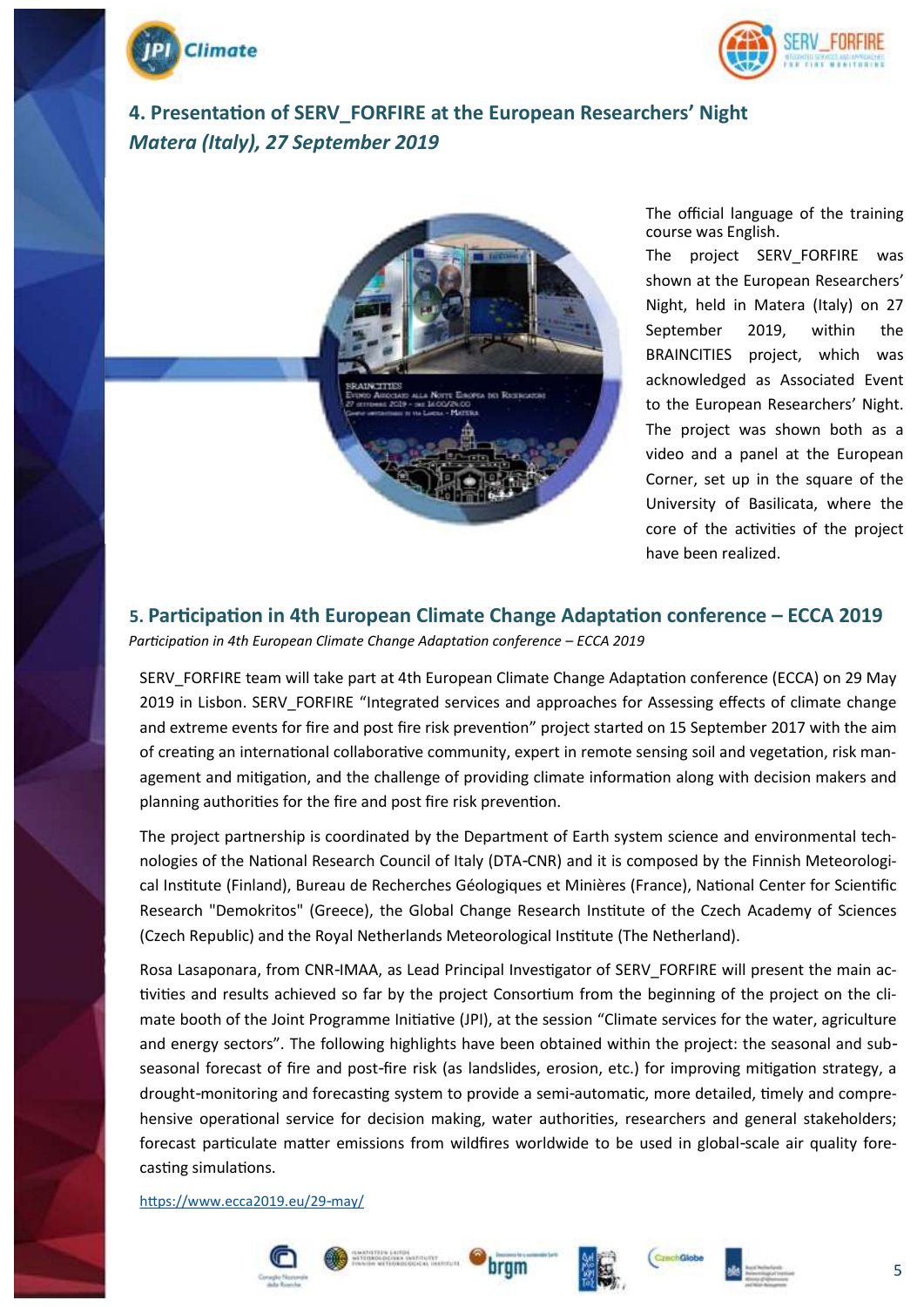## 4. Presentation of SERV_FORFIRE at the European Researchers' Night

## *Matera (Italy), 27 September 2019*

The official language of the training course was English.

The project SERV_FORFIRE was shown at the European Researchers' Night, held in Matera (Italy) on 27 September 2019, within the BRAINCITIES project, which was acknowledged as Associated Event to the European Researchers' Night. The project was shown both as a video and a panel at the European Corner, set up in the square of the University of Basilicata, where the core of the activities of the project have been realized.

## 5. Participation in 4th European Climate Change Adaptation conference – ECCA 2019

*Participation in 4th European Climate Change Adaptation conference – ECCA 2019*

SERV_FORFIRE team will take part at 4th European Climate Change Adaptation conference (ECCA) on 29 May 2019 in Lisbon. SERV_FORFIRE "Integrated services and approaches for Assessing effects of climate change and extreme events for fire and post fire risk prevention" project started on 15 September 2017 with the aim of creating an international collaborative community, expert in remote sensing soil and vegetation, risk management and mitigation, and the challenge of providing climate information along with decision makers and planning authorities for the fire and post fire risk prevention.

The project partnership is coordinated by the Department of Earth system science and environmental technologies of the National Research Council of Italy (DTA-CNR) and it is composed by the Finnish Meteorological Institute (Finland), Bureau de Recherches Géologiques et Minières (France), National Center for Scientific Research "Demokritos" (Greece), the Global Change Research Institute of the Czech Academy of Sciences (Czech Republic) and the Royal Netherlands Meteorological Institute (The Netherland).

Rosa Lasaponara, from CNR-IMAA, as Lead Principal Investigator of SERV_FORFIRE will present the main activities and results achieved so far by the project Consortium from the beginning of the project on the climate booth of the Joint Programme Initiative (JPI), at the session "Climate services for the water, agriculture and energy sectors". The following highlights have been obtained within the project: the seasonal and sub-seasonal forecast of fire and post-fire risk (as landslides, erosion, etc.) for improving mitigation strategy, a drought-monitoring and forecasting system to provide a semi-automatic, more detailed, timely and comprehensive operational service for decision making, water authorities, researchers and general stakeholders; forecast particulate matter emissions from wildfires worldwide to be used in global-scale air quality forecasting simulations.

https://www.ecca2019.eu/29-may/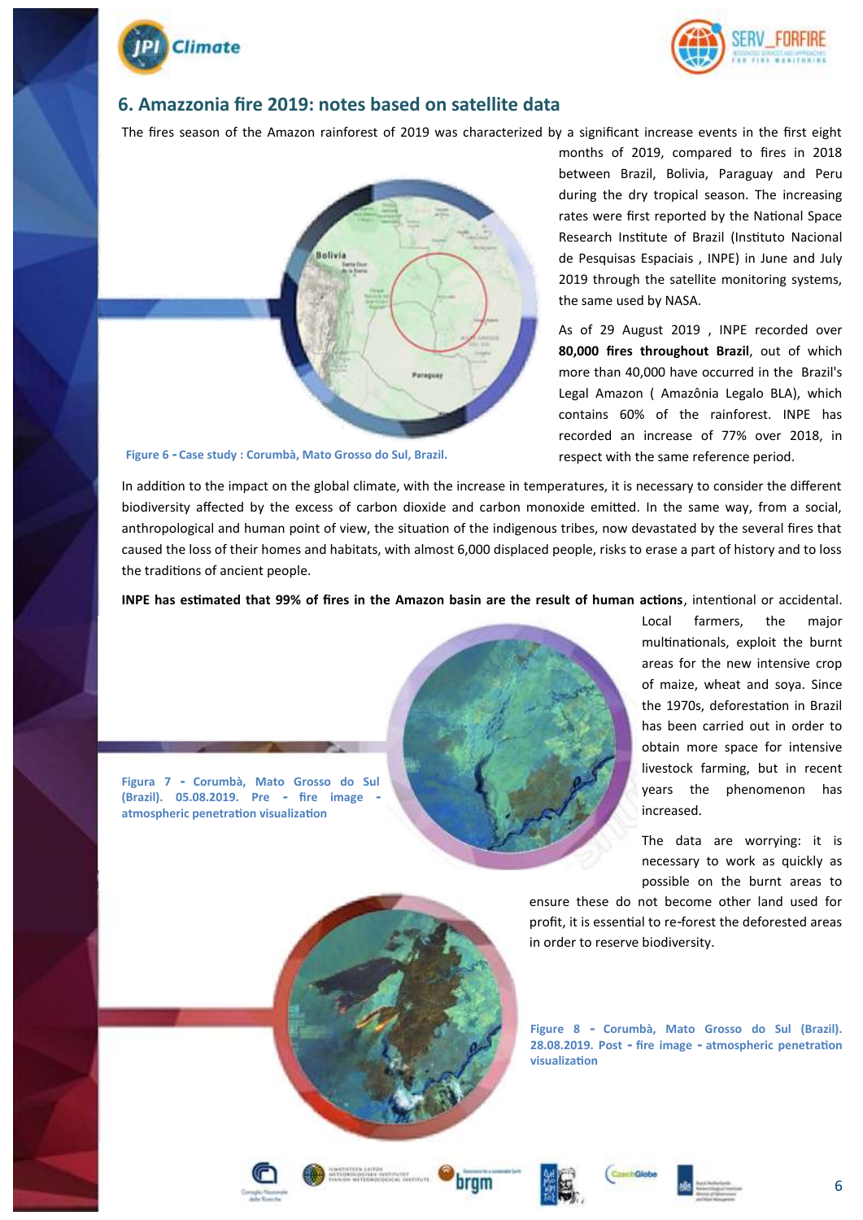## 6. Amazzonia fire 2019: notes based on satellite data

The fires season of the Amazon rainforest of 2019 was characterized by a significant increase events in the first eight months of 2019, compared to fires in 2018 between Brazil, Bolivia, Paraguay and Peru during the dry tropical season. The increasing rates were first reported by the National Space Research Institute of Brazil (Instituto Nacional de Pesquisas Espaciais , INPE) in June and July 2019 through the satellite monitoring systems, the same used by NASA.

As of 29 August 2019 , INPE recorded over **80,000 fires throughout Brazil**, out of which more than 40,000 have occurred in the Brazil's Legal Amazon ( Amazônia Legalo BLA), which contains 60% of the rainforest. INPE has recorded an increase of 77% over 2018, in respect with the same reference period.

Figure 6 - Case study : Corumbà, Mato Grosso do Sul, Brazil.

In addition to the impact on the global climate, with the increase in temperatures, it is necessary to consider the different biodiversity affected by the excess of carbon dioxide and carbon monoxide emitted. In the same way, from a social, anthropological and human point of view, the situation of the indigenous tribes, now devastated by the several fires that caused the loss of their homes and habitats, with almost 6,000 displaced people, risks to erase a part of history and to loss the traditions of ancient people.

**INPE has estimated that 99% of fires in the Amazon basin are the result of human actions**, intentional or accidental. Local farmers, the major multinationals, exploit the burnt areas for the new intensive crop of maize, wheat and soya. Since the 1970s, deforestation in Brazil has been carried out in order to obtain more space for intensive livestock farming, but in recent years the phenomenon has increased.

Figura 7 - Corumbà, Mato Grosso do Sul (Brazil). 05.08.2019. Pre - fire image - atmospheric penetration visualization

The data are worrying: it is necessary to work as quickly as possible on the burnt areas to ensure these do not become other land used for profit, it is essential to re-forest the deforested areas in order to reserve biodiversity.

Figure 8 - Corumbà, Mato Grosso do Sul (Brazil). 28.08.2019. Post - fire image - atmospheric penetration visualization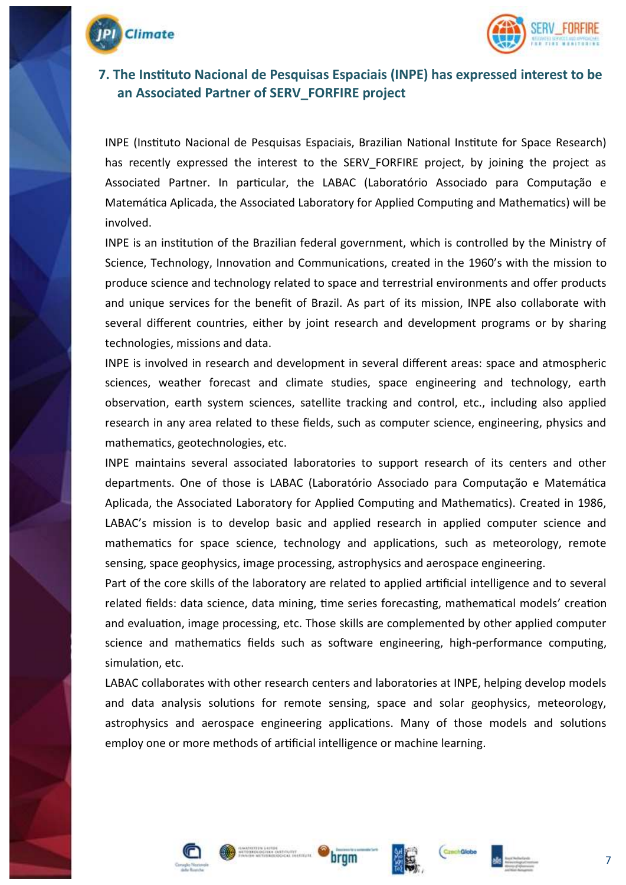## 7. The Instituto Nacional de Pesquisas Espaciais (INPE) has expressed interest to be an Associated Partner of SERV_FORFIRE project

INPE (Instituto Nacional de Pesquisas Espaciais, Brazilian National Institute for Space Research) has recently expressed the interest to the SERV_FORFIRE project, by joining the project as Associated Partner. In particular, the LABAC (Laboratório Associado para Computação e Matemática Aplicada, the Associated Laboratory for Applied Computing and Mathematics) will be involved.

INPE is an institution of the Brazilian federal government, which is controlled by the Ministry of Science, Technology, Innovation and Communications, created in the 1960's with the mission to produce science and technology related to space and terrestrial environments and offer products and unique services for the benefit of Brazil. As part of its mission, INPE also collaborate with several different countries, either by joint research and development programs or by sharing technologies, missions and data.

INPE is involved in research and development in several different areas: space and atmospheric sciences, weather forecast and climate studies, space engineering and technology, earth observation, earth system sciences, satellite tracking and control, etc., including also applied research in any area related to these fields, such as computer science, engineering, physics and mathematics, geotechnologies, etc.

INPE maintains several associated laboratories to support research of its centers and other departments. One of those is LABAC (Laboratório Associado para Computação e Matemática Aplicada, the Associated Laboratory for Applied Computing and Mathematics). Created in 1986, LABAC's mission is to develop basic and applied research in applied computer science and mathematics for space science, technology and applications, such as meteorology, remote sensing, space geophysics, image processing, astrophysics and aerospace engineering.

Part of the core skills of the laboratory are related to applied artificial intelligence and to several related fields: data science, data mining, time series forecasting, mathematical models' creation and evaluation, image processing, etc. Those skills are complemented by other applied computer science and mathematics fields such as software engineering, high-performance computing, simulation, etc.

LABAC collaborates with other research centers and laboratories at INPE, helping develop models and data analysis solutions for remote sensing, space and solar geophysics, meteorology, astrophysics and aerospace engineering applications. Many of those models and solutions employ one or more methods of artificial intelligence or machine learning.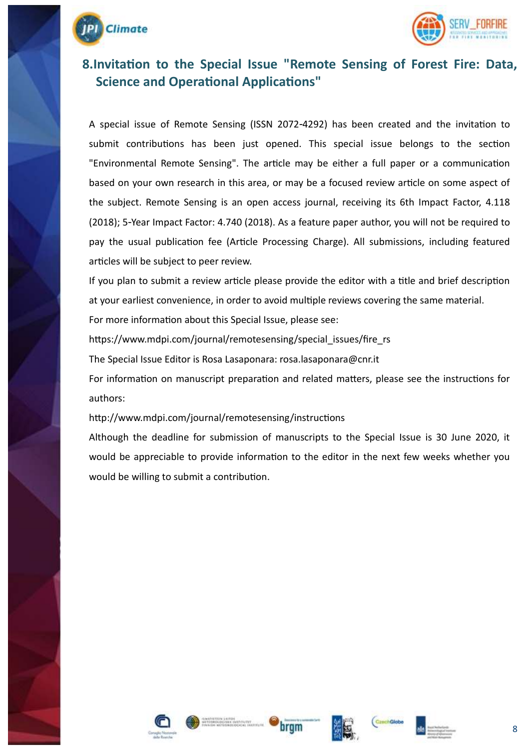## 8. Invitation to the Special Issue "Remote Sensing of Forest Fire: Data, Science and Operational Applications"

A special issue of Remote Sensing (ISSN 2072-4292) has been created and the invitation to submit contributions has been just opened. This special issue belongs to the section "Environmental Remote Sensing". The article may be either a full paper or a communication based on your own research in this area, or may be a focused review article on some aspect of the subject. Remote Sensing is an open access journal, receiving its 6th Impact Factor, 4.118 (2018); 5-Year Impact Factor: 4.740 (2018). As a feature paper author, you will not be required to pay the usual publication fee (Article Processing Charge). All submissions, including featured articles will be subject to peer review.

If you plan to submit a review article please provide the editor with a title and brief description at your earliest convenience, in order to avoid multiple reviews covering the same material.

For more information about this Special Issue, please see:

https://www.mdpi.com/journal/remotesensing/special_issues/fire_rs

The Special Issue Editor is Rosa Lasaponara: rosa.lasaponara@cnr.it

For information on manuscript preparation and related matters, please see the instructions for authors:

http://www.mdpi.com/journal/remotesensing/instructions

Although the deadline for submission of manuscripts to the Special Issue is 30 June 2020, it would be appreciable to provide information to the editor in the next few weeks whether you would be willing to submit a contribution.